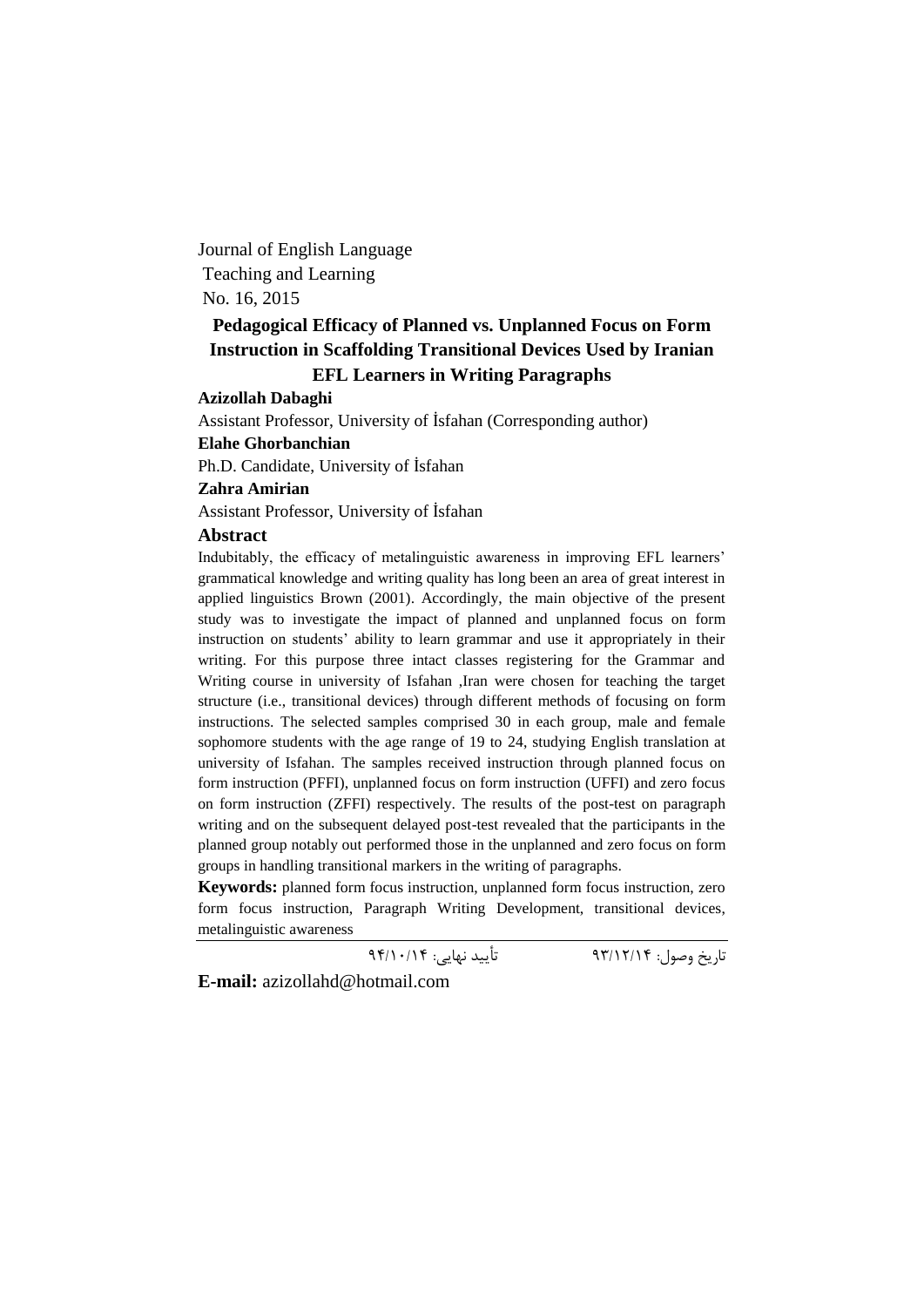Journal of English Language
Teaching and Learning
No. 16, 2015

# Pedagogical Efficacy of Planned vs. Unplanned Focus on Form Instruction in Scaffolding Transitional Devices Used by Iranian EFL Learners in Writing Paragraphs

**Azizollah Dabaghi**

Assistant Professor, University of İsfahan (Corresponding author)

**Elahe Ghorbanchian**

Ph.D. Candidate, University of İsfahan

**Zahra Amirian**

Assistant Professor, University of İsfahan

## Abstract

Indubitably, the efficacy of metalinguistic awareness in improving EFL learners' grammatical knowledge and writing quality has long been an area of great interest in applied linguistics Brown (2001). Accordingly, the main objective of the present study was to investigate the impact of planned and unplanned focus on form instruction on students' ability to learn grammar and use it appropriately in their writing. For this purpose three intact classes registering for the Grammar and Writing course in university of Isfahan ,Iran were chosen for teaching the target structure (i.e., transitional devices) through different methods of focusing on form instructions. The selected samples comprised 30 in each group, male and female sophomore students with the age range of 19 to 24, studying English translation at university of Isfahan. The samples received instruction through planned focus on form instruction (PFFI), unplanned focus on form instruction (UFFI) and zero focus on form instruction (ZFFI) respectively. The results of the post-test on paragraph writing and on the subsequent delayed post-test revealed that the participants in the planned group notably out performed those in the unplanned and zero focus on form groups in handling transitional markers in the writing of paragraphs.

**Keywords:** planned form focus instruction, unplanned form focus instruction, zero form focus instruction, Paragraph Writing Development, transitional devices, metalinguistic awareness

تاریخ وصول: ۹۳/۱۲/۱۴ تأیید نهایی: ۹۴/۱۰/۱۴

**E-mail:** azizollahd@hotmail.com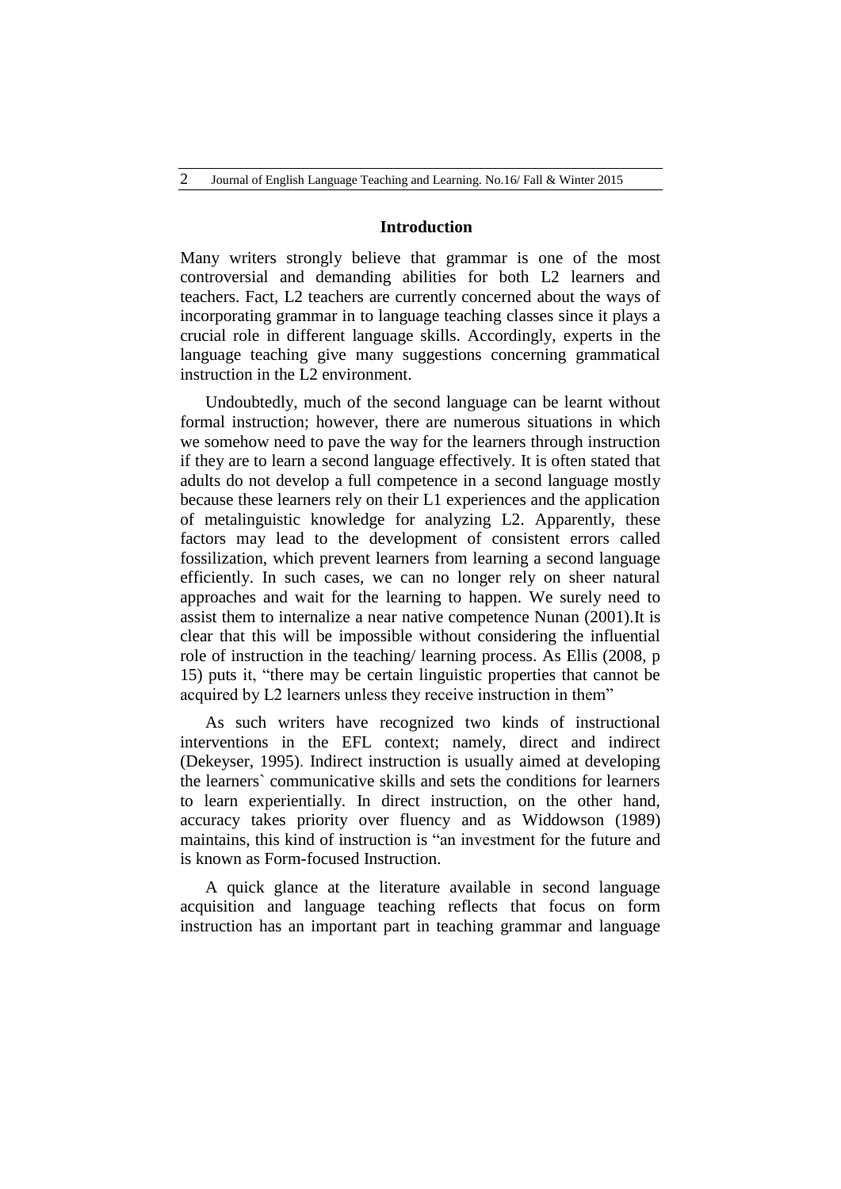## Introduction

Many writers strongly believe that grammar is one of the most controversial and demanding abilities for both L2 learners and teachers. Fact, L2 teachers are currently concerned about the ways of incorporating grammar in to language teaching classes since it plays a crucial role in different language skills. Accordingly, experts in the language teaching give many suggestions concerning grammatical instruction in the L2 environment.

Undoubtedly, much of the second language can be learnt without formal instruction; however, there are numerous situations in which we somehow need to pave the way for the learners through instruction if they are to learn a second language effectively. It is often stated that adults do not develop a full competence in a second language mostly because these learners rely on their L1 experiences and the application of metalinguistic knowledge for analyzing L2. Apparently, these factors may lead to the development of consistent errors called fossilization, which prevent learners from learning a second language efficiently. In such cases, we can no longer rely on sheer natural approaches and wait for the learning to happen. We surely need to assist them to internalize a near native competence Nunan (2001).It is clear that this will be impossible without considering the influential role of instruction in the teaching/ learning process. As Ellis (2008, p 15) puts it, "there may be certain linguistic properties that cannot be acquired by L2 learners unless they receive instruction in them"

As such writers have recognized two kinds of instructional interventions in the EFL context; namely, direct and indirect (Dekeyser, 1995). Indirect instruction is usually aimed at developing the learners` communicative skills and sets the conditions for learners to learn experientially. In direct instruction, on the other hand, accuracy takes priority over fluency and as Widdowson (1989) maintains, this kind of instruction is "an investment for the future and is known as Form-focused Instruction.

A quick glance at the literature available in second language acquisition and language teaching reflects that focus on form instruction has an important part in teaching grammar and language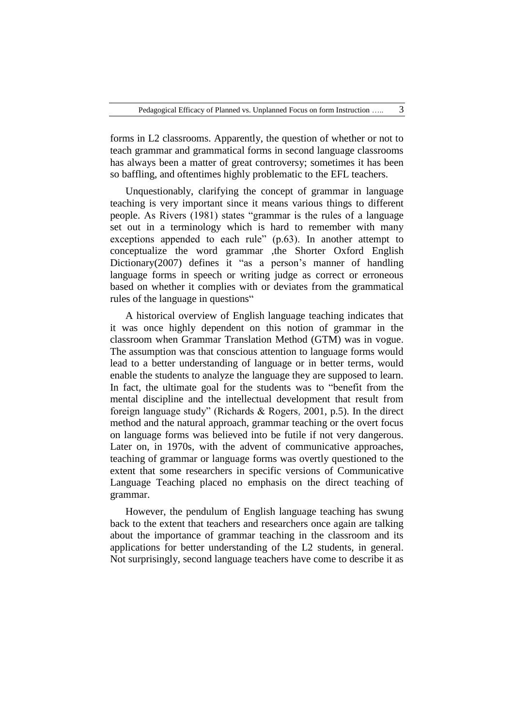forms in L2 classrooms. Apparently, the question of whether or not to teach grammar and grammatical forms in second language classrooms has always been a matter of great controversy; sometimes it has been so baffling, and oftentimes highly problematic to the EFL teachers.

Unquestionably, clarifying the concept of grammar in language teaching is very important since it means various things to different people. As Rivers (1981) states "grammar is the rules of a language set out in a terminology which is hard to remember with many exceptions appended to each rule" (p.63). In another attempt to conceptualize the word grammar ,the Shorter Oxford English Dictionary(2007) defines it "as a person's manner of handling language forms in speech or writing judge as correct or erroneous based on whether it complies with or deviates from the grammatical rules of the language in questions"

A historical overview of English language teaching indicates that it was once highly dependent on this notion of grammar in the classroom when Grammar Translation Method (GTM) was in vogue. The assumption was that conscious attention to language forms would lead to a better understanding of language or in better terms, would enable the students to analyze the language they are supposed to learn. In fact, the ultimate goal for the students was to "benefit from the mental discipline and the intellectual development that result from foreign language study" (Richards & Rogers, 2001, p.5). In the direct method and the natural approach, grammar teaching or the overt focus on language forms was believed into be futile if not very dangerous. Later on, in 1970s, with the advent of communicative approaches, teaching of grammar or language forms was overtly questioned to the extent that some researchers in specific versions of Communicative Language Teaching placed no emphasis on the direct teaching of grammar.

However, the pendulum of English language teaching has swung back to the extent that teachers and researchers once again are talking about the importance of grammar teaching in the classroom and its applications for better understanding of the L2 students, in general. Not surprisingly, second language teachers have come to describe it as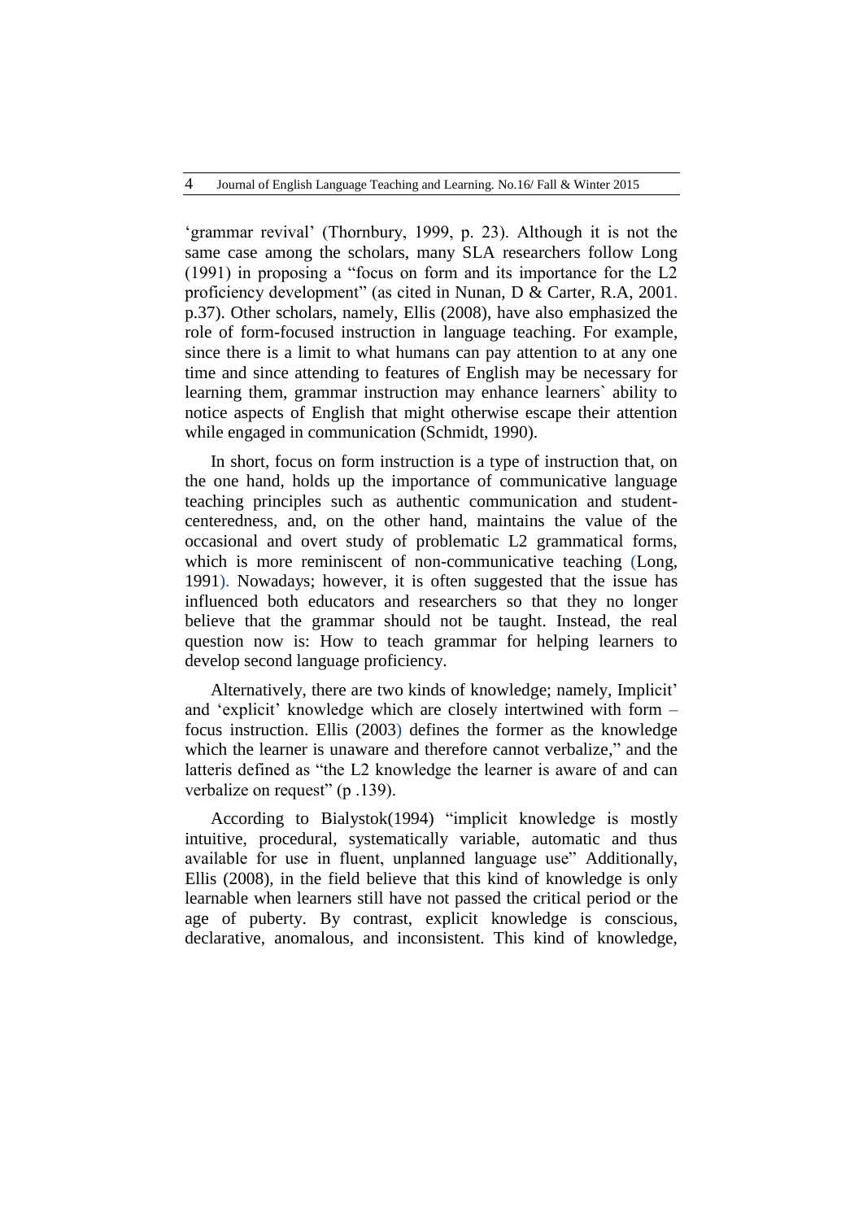'grammar revival' (Thornbury, 1999, p. 23). Although it is not the same case among the scholars, many SLA researchers follow Long (1991) in proposing a "focus on form and its importance for the L2 proficiency development" (as cited in Nunan, D & Carter, R.A, 2001. p.37). Other scholars, namely, Ellis (2008), have also emphasized the role of form-focused instruction in language teaching. For example, since there is a limit to what humans can pay attention to at any one time and since attending to features of English may be necessary for learning them, grammar instruction may enhance learners` ability to notice aspects of English that might otherwise escape their attention while engaged in communication (Schmidt, 1990).

In short, focus on form instruction is a type of instruction that, on the one hand, holds up the importance of communicative language teaching principles such as authentic communication and student-centeredness, and, on the other hand, maintains the value of the occasional and overt study of problematic L2 grammatical forms, which is more reminiscent of non-communicative teaching (Long, 1991). Nowadays; however, it is often suggested that the issue has influenced both educators and researchers so that they no longer believe that the grammar should not be taught. Instead, the real question now is: How to teach grammar for helping learners to develop second language proficiency.

Alternatively, there are two kinds of knowledge; namely, Implicit' and 'explicit' knowledge which are closely intertwined with form – focus instruction. Ellis (2003) defines the former as the knowledge which the learner is unaware and therefore cannot verbalize," and the latteris defined as "the L2 knowledge the learner is aware of and can verbalize on request" (p .139).

According to Bialystok(1994) "implicit knowledge is mostly intuitive, procedural, systematically variable, automatic and thus available for use in fluent, unplanned language use" Additionally, Ellis (2008), in the field believe that this kind of knowledge is only learnable when learners still have not passed the critical period or the age of puberty. By contrast, explicit knowledge is conscious, declarative, anomalous, and inconsistent. This kind of knowledge,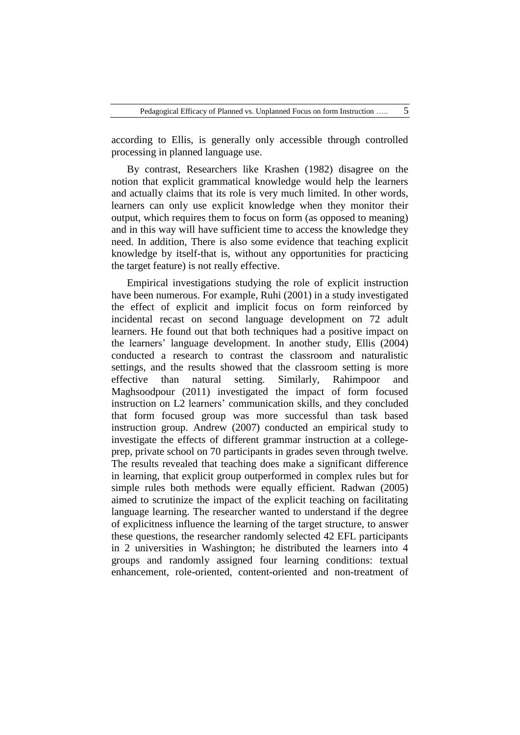according to Ellis, is generally only accessible through controlled processing in planned language use.

By contrast, Researchers like Krashen (1982) disagree on the notion that explicit grammatical knowledge would help the learners and actually claims that its role is very much limited. In other words, learners can only use explicit knowledge when they monitor their output, which requires them to focus on form (as opposed to meaning) and in this way will have sufficient time to access the knowledge they need. In addition, There is also some evidence that teaching explicit knowledge by itself-that is, without any opportunities for practicing the target feature) is not really effective.

Empirical investigations studying the role of explicit instruction have been numerous. For example, Ruhi (2001) in a study investigated the effect of explicit and implicit focus on form reinforced by incidental recast on second language development on 72 adult learners. He found out that both techniques had a positive impact on the learners' language development. In another study, Ellis (2004) conducted a research to contrast the classroom and naturalistic settings, and the results showed that the classroom setting is more effective than natural setting. Similarly, Rahimpoor and Maghsoodpour (2011) investigated the impact of form focused instruction on L2 learners' communication skills, and they concluded that form focused group was more successful than task based instruction group. Andrew (2007) conducted an empirical study to investigate the effects of different grammar instruction at a college-prep, private school on 70 participants in grades seven through twelve. The results revealed that teaching does make a significant difference in learning, that explicit group outperformed in complex rules but for simple rules both methods were equally efficient. Radwan (2005) aimed to scrutinize the impact of the explicit teaching on facilitating language learning. The researcher wanted to understand if the degree of explicitness influence the learning of the target structure, to answer these questions, the researcher randomly selected 42 EFL participants in 2 universities in Washington; he distributed the learners into 4 groups and randomly assigned four learning conditions: textual enhancement, role-oriented, content-oriented and non-treatment of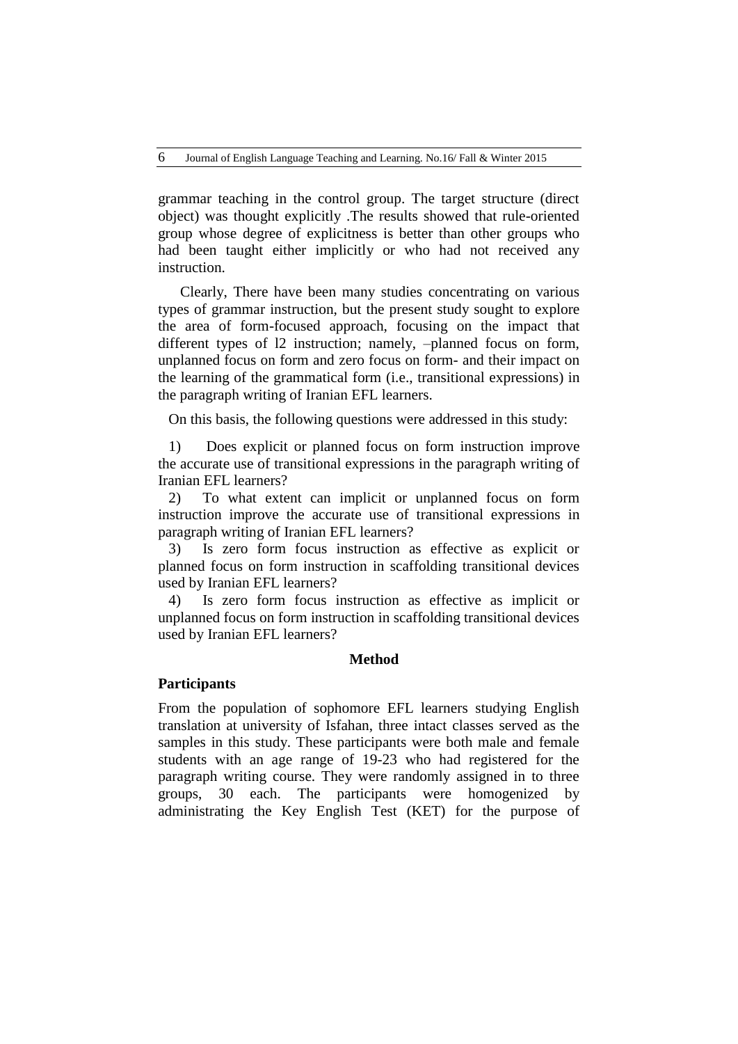grammar teaching in the control group. The target structure (direct object) was thought explicitly .The results showed that rule-oriented group whose degree of explicitness is better than other groups who had been taught either implicitly or who had not received any instruction.

Clearly, There have been many studies concentrating on various types of grammar instruction, but the present study sought to explore the area of form-focused approach, focusing on the impact that different types of l2 instruction; namely, –planned focus on form, unplanned focus on form and zero focus on form- and their impact on the learning of the grammatical form (i.e., transitional expressions) in the paragraph writing of Iranian EFL learners.

On this basis, the following questions were addressed in this study:

1) Does explicit or planned focus on form instruction improve the accurate use of transitional expressions in the paragraph writing of Iranian EFL learners?
2) To what extent can implicit or unplanned focus on form instruction improve the accurate use of transitional expressions in paragraph writing of Iranian EFL learners?
3) Is zero form focus instruction as effective as explicit or planned focus on form instruction in scaffolding transitional devices used by Iranian EFL learners?
4) Is zero form focus instruction as effective as implicit or unplanned focus on form instruction in scaffolding transitional devices used by Iranian EFL learners?

## Method

### Participants

From the population of sophomore EFL learners studying English translation at university of Isfahan, three intact classes served as the samples in this study. These participants were both male and female students with an age range of 19-23 who had registered for the paragraph writing course. They were randomly assigned in to three groups, 30 each. The participants were homogenized by administrating the Key English Test (KET) for the purpose of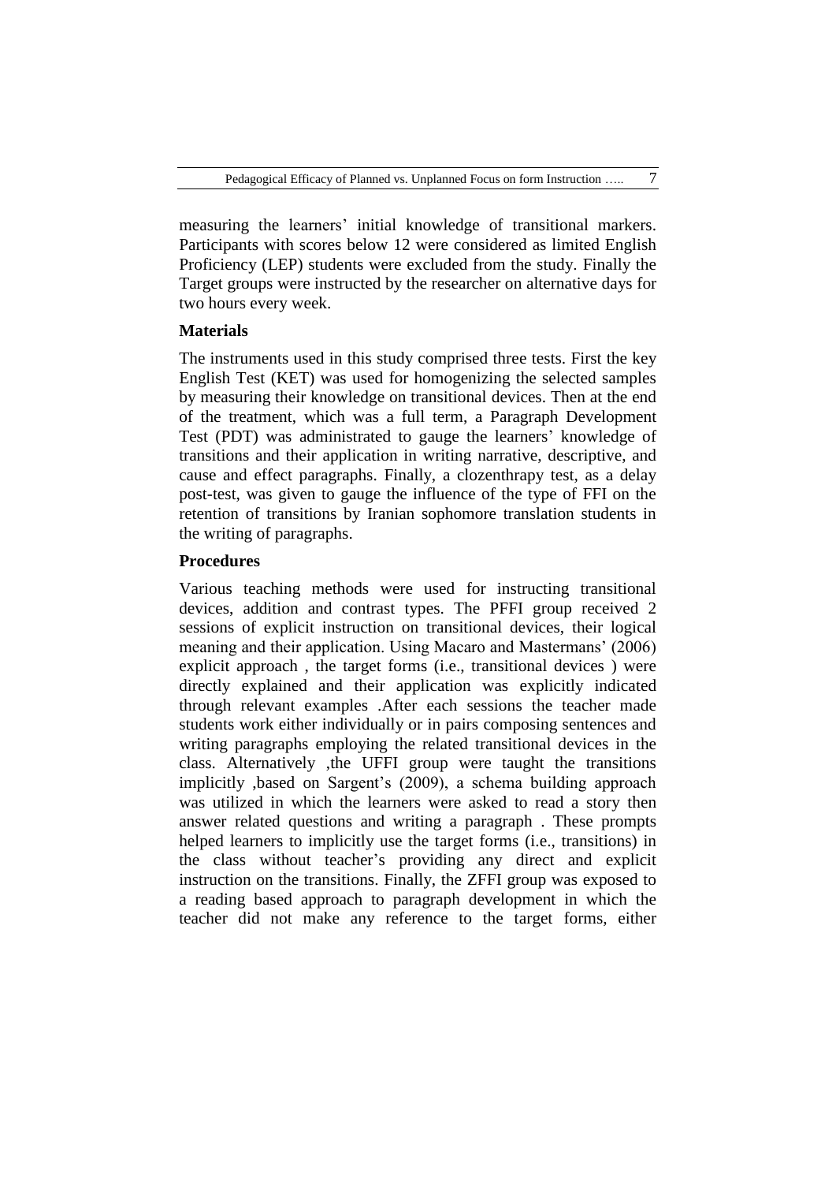measuring the learners' initial knowledge of transitional markers. Participants with scores below 12 were considered as limited English Proficiency (LEP) students were excluded from the study. Finally the Target groups were instructed by the researcher on alternative days for two hours every week.

### Materials

The instruments used in this study comprised three tests. First the key English Test (KET) was used for homogenizing the selected samples by measuring their knowledge on transitional devices. Then at the end of the treatment, which was a full term, a Paragraph Development Test (PDT) was administrated to gauge the learners' knowledge of transitions and their application in writing narrative, descriptive, and cause and effect paragraphs. Finally, a clozenthrapy test, as a delay post-test, was given to gauge the influence of the type of FFI on the retention of transitions by Iranian sophomore translation students in the writing of paragraphs.

### Procedures

Various teaching methods were used for instructing transitional devices, addition and contrast types. The PFFI group received 2 sessions of explicit instruction on transitional devices, their logical meaning and their application. Using Macaro and Mastermans' (2006) explicit approach , the target forms (i.e., transitional devices ) were directly explained and their application was explicitly indicated through relevant examples .After each sessions the teacher made students work either individually or in pairs composing sentences and writing paragraphs employing the related transitional devices in the class. Alternatively ,the UFFI group were taught the transitions implicitly ,based on Sargent's (2009), a schema building approach was utilized in which the learners were asked to read a story then answer related questions and writing a paragraph . These prompts helped learners to implicitly use the target forms (i.e., transitions) in the class without teacher's providing any direct and explicit instruction on the transitions. Finally, the ZFFI group was exposed to a reading based approach to paragraph development in which the teacher did not make any reference to the target forms, either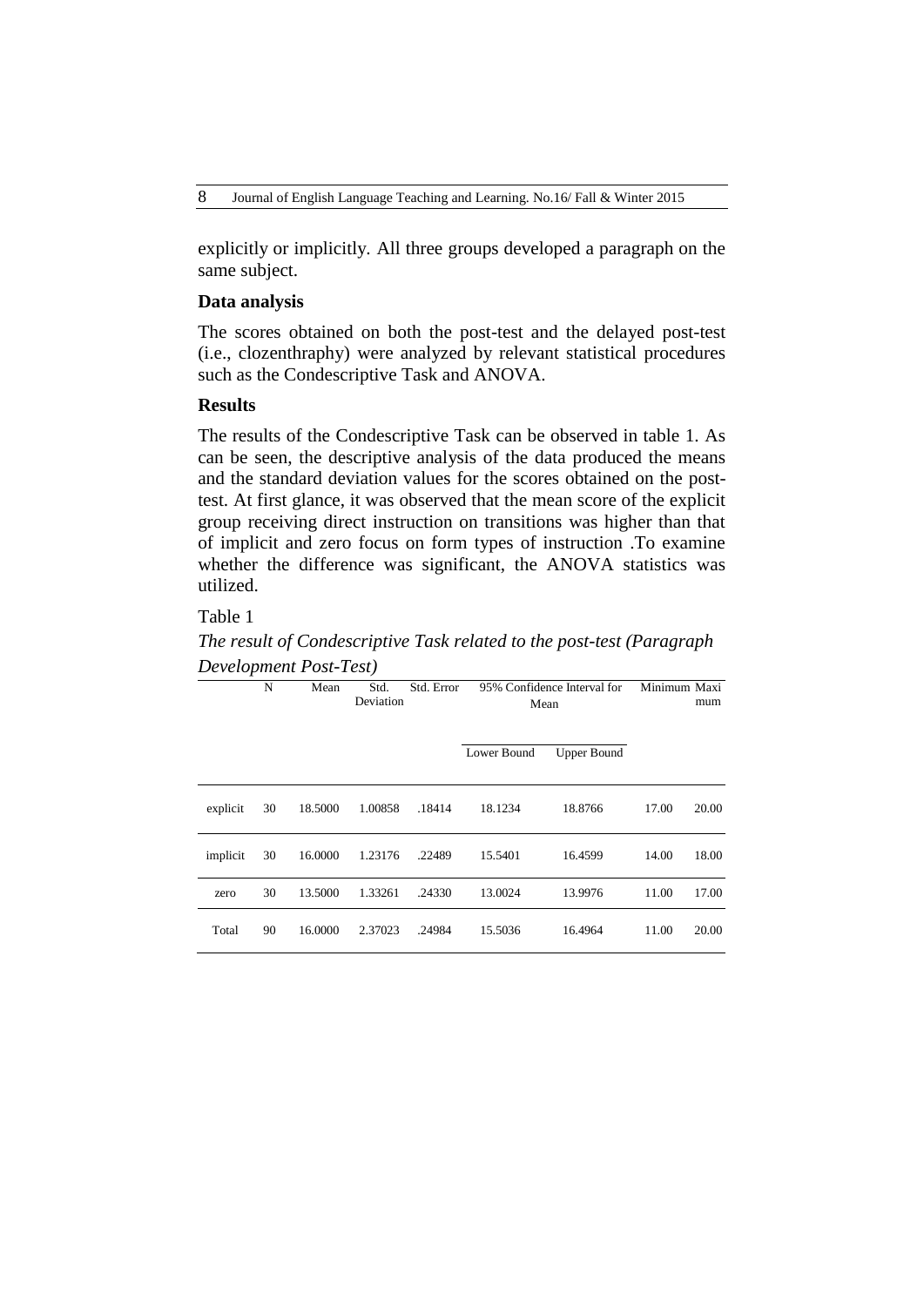explicitly or implicitly. All three groups developed a paragraph on the same subject.

### Data analysis

The scores obtained on both the post-test and the delayed post-test (i.e., clozenthraphy) were analyzed by relevant statistical procedures such as the Condescriptive Task and ANOVA.

### Results

The results of the Condescriptive Task can be observed in table 1. As can be seen, the descriptive analysis of the data produced the means and the standard deviation values for the scores obtained on the post-test. At first glance, it was observed that the mean score of the explicit group receiving direct instruction on transitions was higher than that of implicit and zero focus on form types of instruction .To examine whether the difference was significant, the ANOVA statistics was utilized.

Table 1

*The result of Condescriptive Task related to the post-test (Paragraph Development Post-Test)*

| | N | Mean | Std. Deviation | Std. Error | 95% Confidence Interval for Mean | | Minimum | Maximum |
|---|---|---|---|---|---|---|---|---|
| | | | | | Lower Bound | Upper Bound | | |
| explicit | 30 | 18.5000 | 1.00858 | .18414 | 18.1234 | 18.8766 | 17.00 | 20.00 |
| implicit | 30 | 16.0000 | 1.23176 | .22489 | 15.5401 | 16.4599 | 14.00 | 18.00 |
| zero | 30 | 13.5000 | 1.33261 | .24330 | 13.0024 | 13.9976 | 11.00 | 17.00 |
| Total | 90 | 16.0000 | 2.37023 | .24984 | 15.5036 | 16.4964 | 11.00 | 20.00 |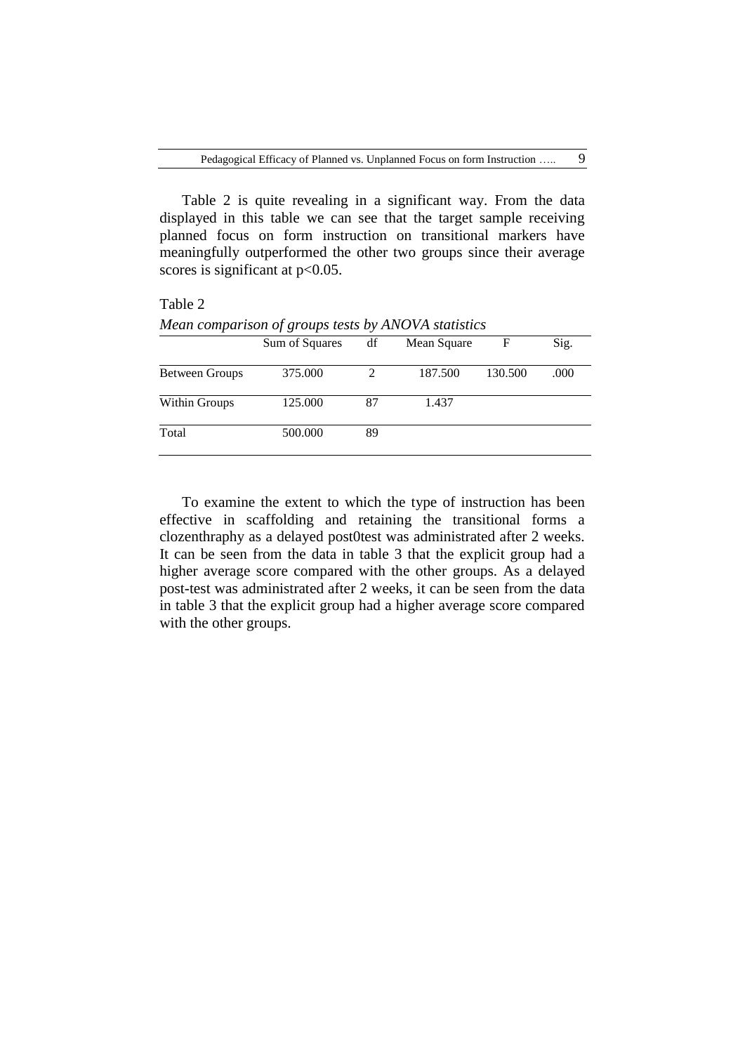Table 2 is quite revealing in a significant way. From the data displayed in this table we can see that the target sample receiving planned focus on form instruction on transitional markers have meaningfully outperformed the other two groups since their average scores is significant at $p<0.05$.

Table 2

*Mean comparison of groups tests by ANOVA statistics*

| | Sum of Squares | df | Mean Square | F | Sig. |
|---|---|---|---|---|---|
| Between Groups | 375.000 | 2 | 187.500 | 130.500 | .000 |
| Within Groups | 125.000 | 87 | 1.437 | | |
| Total | 500.000 | 89 | | | |

To examine the extent to which the type of instruction has been effective in scaffolding and retaining the transitional forms a clozenthraphy as a delayed post0test was administrated after 2 weeks. It can be seen from the data in table 3 that the explicit group had a higher average score compared with the other groups. As a delayed post-test was administrated after 2 weeks, it can be seen from the data in table 3 that the explicit group had a higher average score compared with the other groups.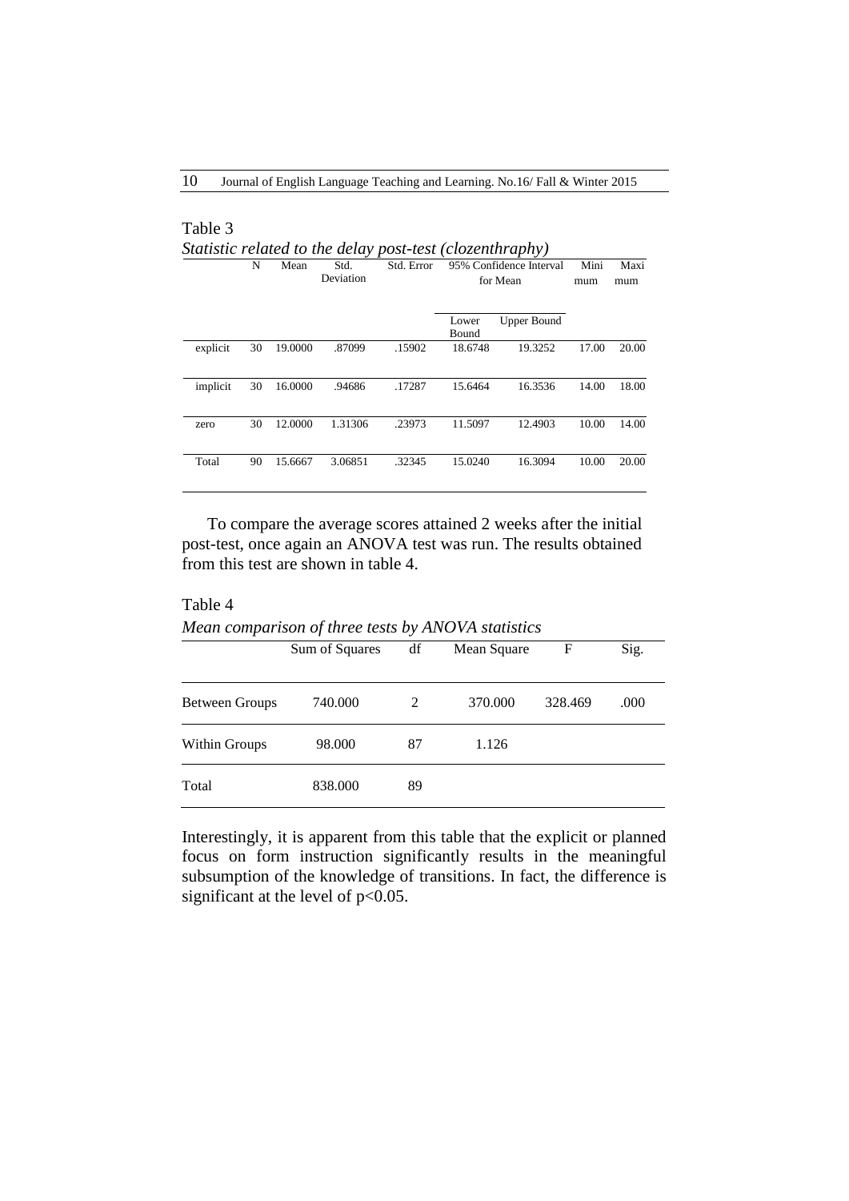Table 3

*Statistic related to the delay post-test (clozenthraphy)*

| | N | Mean | Std. Deviation | Std. Error | 95% Confidence Interval for Mean | | Minimum | Maximum |
|---|---|---|---|---|---|---|---|---|
| | | | | | Lower Bound | Upper Bound | | |
| explicit | 30 | 19.0000 | .87099 | .15902 | 18.6748 | 19.3252 | 17.00 | 20.00 |
| implicit | 30 | 16.0000 | .94686 | .17287 | 15.6464 | 16.3536 | 14.00 | 18.00 |
| zero | 30 | 12.0000 | 1.31306 | .23973 | 11.5097 | 12.4903 | 10.00 | 14.00 |
| Total | 90 | 15.6667 | 3.06851 | .32345 | 15.0240 | 16.3094 | 10.00 | 20.00 |

To compare the average scores attained 2 weeks after the initial post-test, once again an ANOVA test was run. The results obtained from this test are shown in table 4.

Table 4

*Mean comparison of three tests by ANOVA statistics*

| | Sum of Squares | df | Mean Square | F | Sig. |
|---|---|---|---|---|---|
| Between Groups | 740.000 | 2 | 370.000 | 328.469 | .000 |
| Within Groups | 98.000 | 87 | 1.126 | | |
| Total | 838.000 | 89 | | | |

Interestingly, it is apparent from this table that the explicit or planned focus on form instruction significantly results in the meaningful subsumption of the knowledge of transitions. In fact, the difference is significant at the level of $p<0.05$.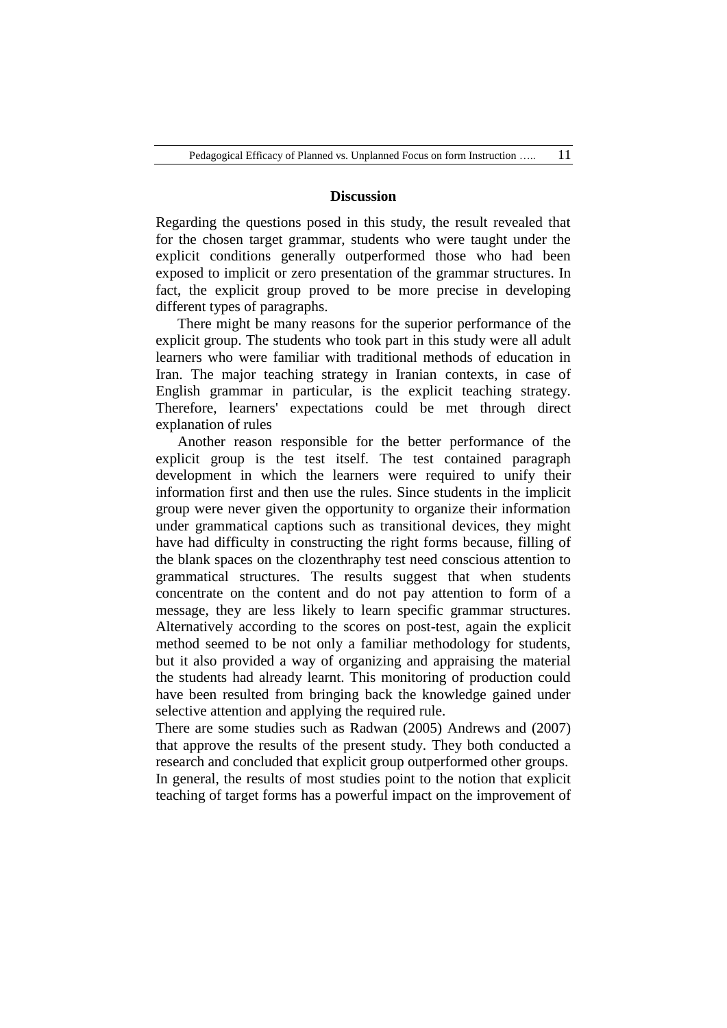## Discussion

Regarding the questions posed in this study, the result revealed that for the chosen target grammar, students who were taught under the explicit conditions generally outperformed those who had been exposed to implicit or zero presentation of the grammar structures. In fact, the explicit group proved to be more precise in developing different types of paragraphs.

There might be many reasons for the superior performance of the explicit group. The students who took part in this study were all adult learners who were familiar with traditional methods of education in Iran. The major teaching strategy in Iranian contexts, in case of English grammar in particular, is the explicit teaching strategy. Therefore, learners' expectations could be met through direct explanation of rules

Another reason responsible for the better performance of the explicit group is the test itself. The test contained paragraph development in which the learners were required to unify their information first and then use the rules. Since students in the implicit group were never given the opportunity to organize their information under grammatical captions such as transitional devices, they might have had difficulty in constructing the right forms because, filling of the blank spaces on the clozenthraphy test need conscious attention to grammatical structures. The results suggest that when students concentrate on the content and do not pay attention to form of a message, they are less likely to learn specific grammar structures. Alternatively according to the scores on post-test, again the explicit method seemed to be not only a familiar methodology for students, but it also provided a way of organizing and appraising the material the students had already learnt. This monitoring of production could have been resulted from bringing back the knowledge gained under selective attention and applying the required rule.

There are some studies such as Radwan (2005) Andrews and (2007) that approve the results of the present study. They both conducted a research and concluded that explicit group outperformed other groups. In general, the results of most studies point to the notion that explicit teaching of target forms has a powerful impact on the improvement of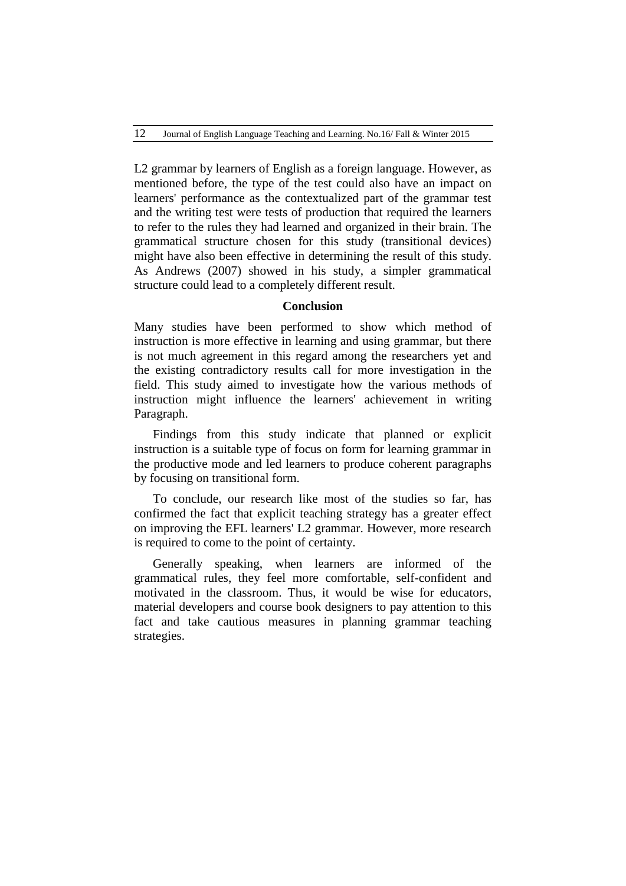L2 grammar by learners of English as a foreign language. However, as mentioned before, the type of the test could also have an impact on learners' performance as the contextualized part of the grammar test and the writing test were tests of production that required the learners to refer to the rules they had learned and organized in their brain. The grammatical structure chosen for this study (transitional devices) might have also been effective in determining the result of this study. As Andrews (2007) showed in his study, a simpler grammatical structure could lead to a completely different result.

## Conclusion

Many studies have been performed to show which method of instruction is more effective in learning and using grammar, but there is not much agreement in this regard among the researchers yet and the existing contradictory results call for more investigation in the field. This study aimed to investigate how the various methods of instruction might influence the learners' achievement in writing Paragraph.

Findings from this study indicate that planned or explicit instruction is a suitable type of focus on form for learning grammar in the productive mode and led learners to produce coherent paragraphs by focusing on transitional form.

To conclude, our research like most of the studies so far, has confirmed the fact that explicit teaching strategy has a greater effect on improving the EFL learners' L2 grammar. However, more research is required to come to the point of certainty.

Generally speaking, when learners are informed of the grammatical rules, they feel more comfortable, self-confident and motivated in the classroom. Thus, it would be wise for educators, material developers and course book designers to pay attention to this fact and take cautious measures in planning grammar teaching strategies.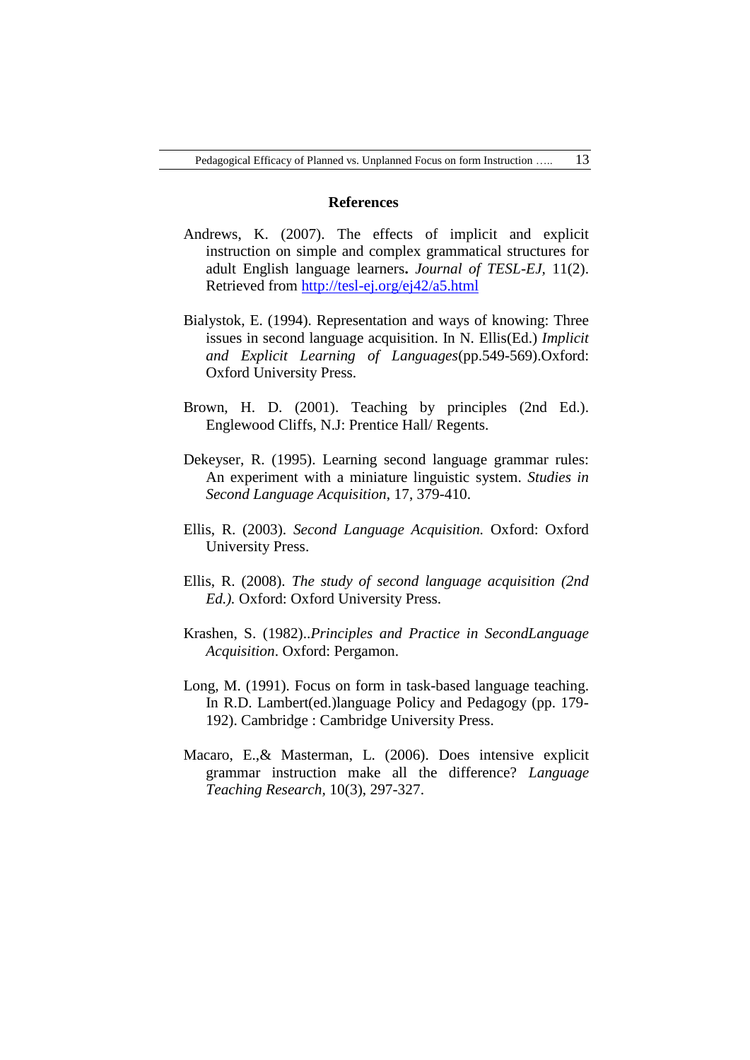## References

Andrews, K. (2007). The effects of implicit and explicit instruction on simple and complex grammatical structures for adult English language learners**.** *Journal of TESL-EJ,* 11(2). Retrieved from [http://tesl-ej.org/ej42/a5.html](http://tesl-ej.org/ej42/a5.html)

Bialystok, E. (1994). Representation and ways of knowing: Three issues in second language acquisition. In N. Ellis(Ed.) *Implicit and Explicit Learning of Languages*(pp.549-569).Oxford: Oxford University Press.

Brown, H. D. (2001). Teaching by principles (2nd Ed.). Englewood Cliffs, N.J: Prentice Hall/ Regents.

Dekeyser, R. (1995). Learning second language grammar rules: An experiment with a miniature linguistic system. *Studies in Second Language Acquisition*, 17, 379-410.

Ellis, R. (2003). *Second Language Acquisition.* Oxford: Oxford University Press.

Ellis, R. (2008). *The study of second language acquisition (2nd Ed.).* Oxford: Oxford University Press.

Krashen, S. (1982)..*Principles and Practice in SecondLanguage Acquisition*. Oxford: Pergamon.

Long, M. (1991). Focus on form in task-based language teaching. In R.D. Lambert(ed.)language Policy and Pedagogy (pp. 179-192). Cambridge : Cambridge University Press.

Macaro, E.,& Masterman, L. (2006). Does intensive explicit grammar instruction make all the difference? *Language Teaching Research,* 10(3), 297-327.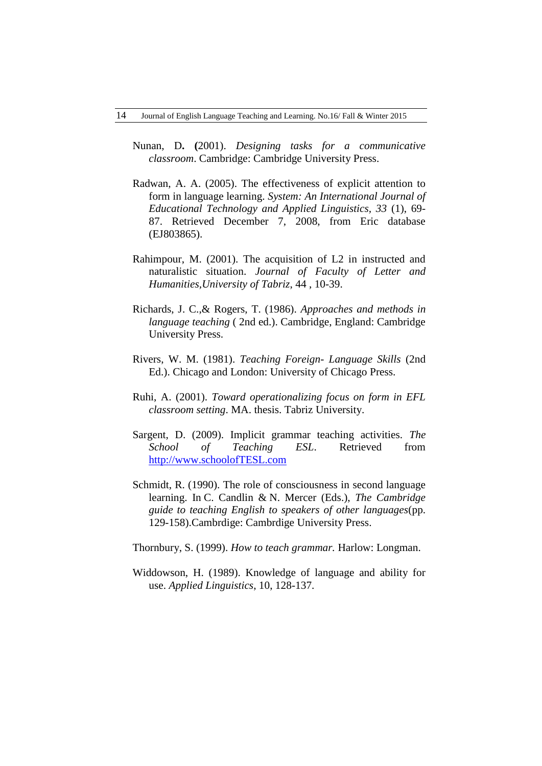Nunan, D. (2001). *Designing tasks for a communicative classroom*. Cambridge: Cambridge University Press.

Radwan, A. A. (2005). The effectiveness of explicit attention to form in language learning. *System: An International Journal of Educational Technology and Applied Linguistics*, *33* (1), 69-87. Retrieved December 7, 2008, from Eric database (EJ803865).

Rahimpour, M. (2001). The acquisition of L2 in instructed and naturalistic situation. *Journal of Faculty of Letter and Humanities,University of Tabriz*, 44 , 10-39.

Richards, J. C.,& Rogers, T. (1986). *Approaches and methods in language teaching* ( 2nd ed.). Cambridge, England: Cambridge University Press.

Rivers, W. M. (1981). *Teaching Foreign- Language Skills* (2nd Ed.). Chicago and London: University of Chicago Press.

Ruhi, A. (2001). *Toward operationalizing focus on form in EFL classroom setting*. MA. thesis. Tabriz University.

Sargent, D. (2009). Implicit grammar teaching activities. *The School of Teaching ESL*. Retrieved from http://www.schoolofTESL.com

Schmidt, R. (1990). The role of consciousness in second language learning. In C. Candlin & N. Mercer (Eds.), *The Cambridge guide to teaching English to speakers of other languages*(pp. 129-158).Cambrdige: Cambrdige University Press.

Thornbury, S. (1999). *How to teach grammar.* Harlow: Longman.

Widdowson, H. (1989). Knowledge of language and ability for use. *Applied Linguistics*, 10, 128-137.